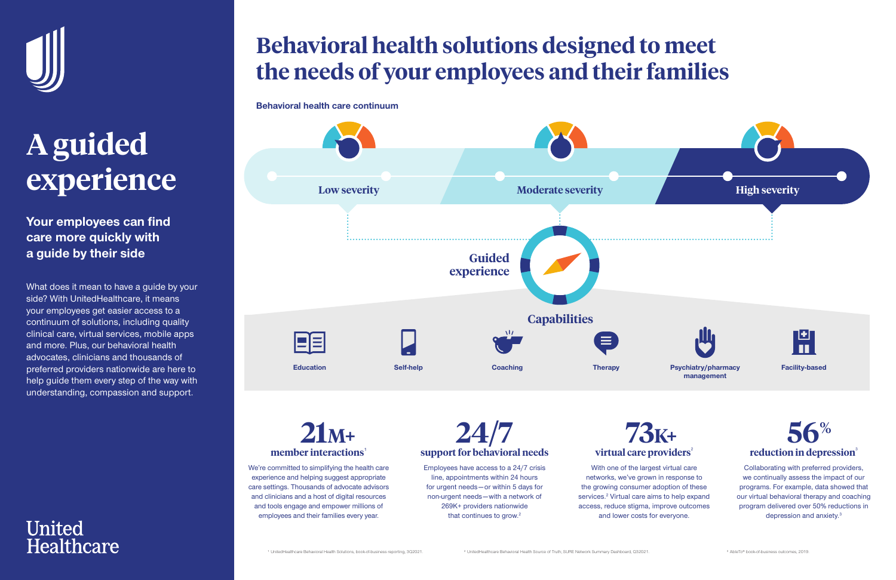# A guided experience

## Your employees can find care more quickly with a guide by their side

What does it mean to have a guide by your side? With UnitedHealthcare, it means your employees get easier access to a continuum of solutions, including quality clinical care, virtual services, mobile apps and more. Plus, our behavioral health advocates, clinicians and thousands of preferred providers nationwide are here to help guide them every step of the way with understanding, compassion and support.

United Healthcare

# Behavioral health solutions designed to meet the needs of your employees and their families

**Behavioral health care continuum**

Low severity | Moderate severity | High severity

Guided experience

**Capabilities**

- Education
- Self-help
- Coaching
- Therapy
- Psychiatry/pharmacy management
- Facility-based

## 21M+ member interactions[1]

We're committed to simplifying the health care experience and helping suggest appropriate care settings. Thousands of advocate advisors and clinicians and a host of digital resources and tools engage and empower millions of employees and their families every year.

## 24/7 support for behavioral needs

Employees have access to a 24/7 crisis line, appointments within 24 hours for urgent needs—or within 5 days for non-urgent needs—with a network of 269K+ providers nationwide that continues to grow.[2]

## 73K+ virtual care providers[2]

With one of the largest virtual care networks, we've grown in response to the growing consumer adoption of these services.[2] Virtual care aims to help expand access, reduce stigma, improve outcomes and lower costs for everyone.

## 56% reduction in depression[3]

Collaborating with preferred providers, we continually assess the impact of our programs. For example, data showed that our virtual behavioral therapy and coaching program delivered over 50% reductions in depression and anxiety.[3]

[1] UnitedHealthcare Behavioral Health Solutions, book-of-business reporting, 3Q2021.

[2] UnitedHealthcare Behavioral Health Source of Truth, SURE Network Summary Dashboard, Q32021.

[3] AbleTo® book-of-business outcomes, 2019.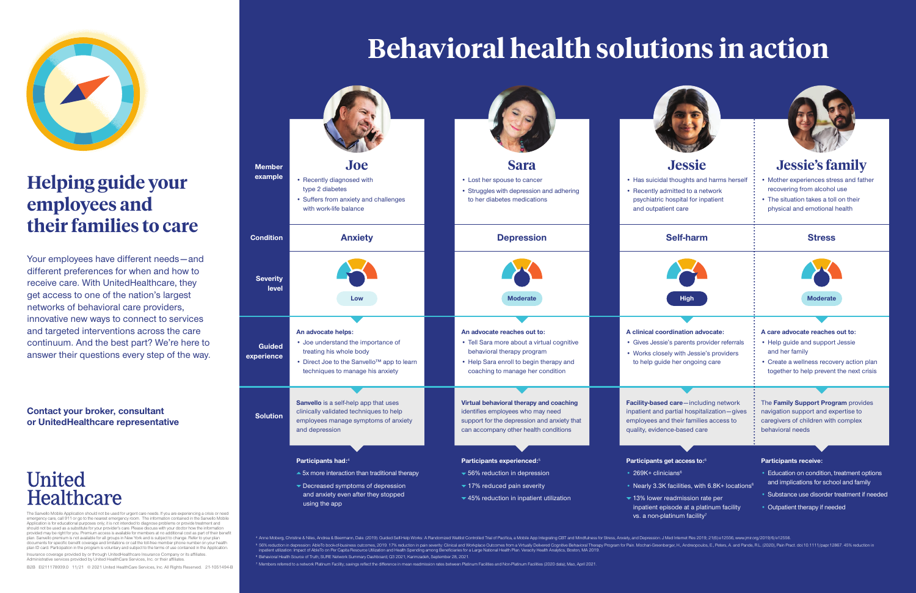# Helping guide your employees and their families to care

Your employees have different needs—and different preferences for when and how to receive care. With UnitedHealthcare, they get access to one of the nation's largest networks of behavioral care providers, innovative new ways to connect to services and targeted interventions across the care continuum. And the best part? We're here to answer their questions every step of the way.

**Contact your broker, consultant or UnitedHealthcare representative**

United Healthcare

The Sanvello Mobile Application should not be used for urgent care needs. If you are experiencing a crisis or need emergency care, call 911 or go to the nearest emergency room. The information contained in the Sanvello Mobile Application is for educational purposes only; it is not intended to diagnose problems or provide treatment and should not be used as a substitute for your provider's care. Please discuss with your doctor how the information provided may be right for you. Premium access is available for members at no additional cost as part of their benefit plan. Sanvello premium is not available for all groups in New York and is subject to change. Refer to your plan documents for specific benefit coverage and limitations or call the toll-free member phone number on your health plan ID card. Participation in the program is voluntary and subject to the terms of use contained in the Application.

Insurance coverage provided by or through UnitedHealthcare Insurance Company or its affiliates. Administrative services provided by United HealthCare Services, Inc. or their affiliates.

B2B EI211178939.0 11/21 © 2021 United HealthCare Services, Inc. All Rights Reserved. 21-1051494-B

# Behavioral health solutions in action

| | Joe | Sara | Jessie | Jessie's family |
|---|---|---|---|---|
| **Member example** | • Recently diagnosed with type 2 diabetes<br>• Suffers from anxiety and challenges with work-life balance | • Lost her spouse to cancer<br>• Struggles with depression and adhering to her diabetes medications | • Has suicidal thoughts and harms herself<br>• Recently admitted to a network psychiatric hospital for inpatient and outpatient care | • Mother experiences stress and father recovering from alcohol use<br>• The situation takes a toll on their physical and emotional health |
| **Condition** | Anxiety | Depression | Self-harm | Stress |
| **Severity level** | Low | Moderate | High | Moderate |
| **Guided experience** | **An advocate helps:**<br>• Joe understand the importance of treating his whole body<br>• Direct Joe to the Sanvello™ app to learn techniques to manage his anxiety | **An advocate reaches out to:**<br>• Tell Sara more about a virtual cognitive behavioral therapy program<br>• Help Sara enroll to begin therapy and coaching to manage her condition | **A clinical coordination advocate:**<br>• Gives Jessie's parents provider referrals<br>• Works closely with Jessie's providers to help guide her ongoing care | **A care advocate reaches out to:**<br>• Help guide and support Jessie and her family<br>• Create a wellness recovery action plan together to help prevent the next crisis |
| **Solution** | **Sanvello** is a self-help app that uses clinically validated techniques to help employees manage symptoms of anxiety and depression | **Virtual behavioral therapy and coaching** identifies employees who may need support for the depression and anxiety that can accompany other health conditions | **Facility-based care**—including network inpatient and partial hospitalization—gives employees and their families access to quality, evidence-based care | The **Family Support Program** provides navigation support and expertise to caregivers of children with complex behavioral needs |
| | **Participants had:**[4]<br>▲ 5x more interaction than traditional therapy<br>▼ Decreased symptoms of depression and anxiety even after they stopped using the app | **Participants experienced:**[5]<br>▼ 56% reduction in depression<br>▼ 17% reduced pain severity<br>▼ 45% reduction in inpatient utilization | **Participants get access to:**[6]<br>• 269K+ clinicians[6]<br>• Nearly 3.3K facilities, with 6.8K+ locations[6]<br>▼ 13% lower readmission rate per inpatient episode at a platinum facility vs. a non-platinum facility[7] | **Participants receive:**<br>• Education on condition, treatment options and implications for school and family<br>• Substance use disorder treatment if needed<br>• Outpatient therapy if needed |

[4] Anne Moberg, Christine & Niles, Andrea & Beermann, Dale. (2019). Guided Self-Help Works: A Randomized Waitlist Controlled Trial of Pacifica, a Mobile App Integrating CBT and Mindfulness for Stress, Anxiety, and Depression. J Med Internet Res 2019; 21(6):e12556, www.jmir.org/2019/6/e12556.

[5] 56% reduction in depression: AbleTo book-of-business outcomes, 2019. 17% reduction in pain severity: Clinical and Workplace Outcomes from a Virtually Delivered Cognitive Behavioral Therapy Program for Pain. Mochari-Greenberger, H., Andreopoulos, E., Peters, A. and Pande, R.L. (2020), Pain Pract. doi:10.1111/papr.12867. 45% reduction in inpatient utilization: Impact of AbleTo on Per Capita Resource Utilization and Health Spending among Beneficiaries for a Large National Health Plan. Veracity Health Analytics, Boston, MA 2019.

[6] Behavioral Health Source of Truth; SURE Network Summary Dashboard; Q3 2021, Karimzadeh, September 28, 2021.

[7] Members referred to a network Platinum Facility; savings reflect the difference in mean readmission rates between Platinum Facilities and Non-Platinum Facilities (2020 data); Mao, April 2021.